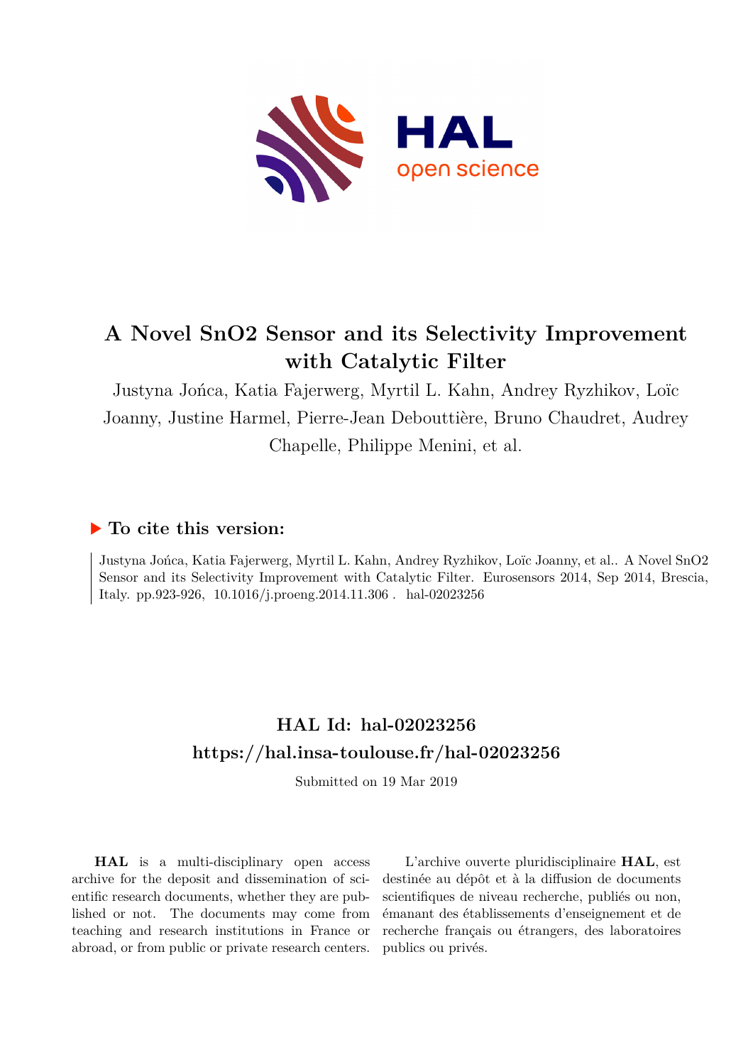# A Novel SnO2 Sensor and its Selectivity Improvement with Catalytic Filter

Justyna Jońca, Katia Fajerwerg, Myrtil L. Kahn, Andrey Ryzhikov, Loïc Joanny, Justine Harmel, Pierre-Jean Debouttière, Bruno Chaudret, Audrey Chapelle, Philippe Menini, et al.

## ▶ To cite this version:

Justyna Jońca, Katia Fajerwerg, Myrtil L. Kahn, Andrey Ryzhikov, Loïc Joanny, et al.. A Novel SnO2 Sensor and its Selectivity Improvement with Catalytic Filter. Eurosensors 2014, Sep 2014, Brescia, Italy. pp.923-926, 10.1016/j.proeng.2014.11.306 . hal-02023256

## HAL Id: hal-02023256

## https://hal.insa-toulouse.fr/hal-02023256

Submitted on 19 Mar 2019

**HAL** is a multi-disciplinary open access archive for the deposit and dissemination of scientific research documents, whether they are published or not. The documents may come from teaching and research institutions in France or abroad, or from public or private research centers.

L'archive ouverte pluridisciplinaire **HAL**, est destinée au dépôt et à la diffusion de documents scientifiques de niveau recherche, publiés ou non, émanant des établissements d'enseignement et de recherche français ou étrangers, des laboratoires publics ou privés.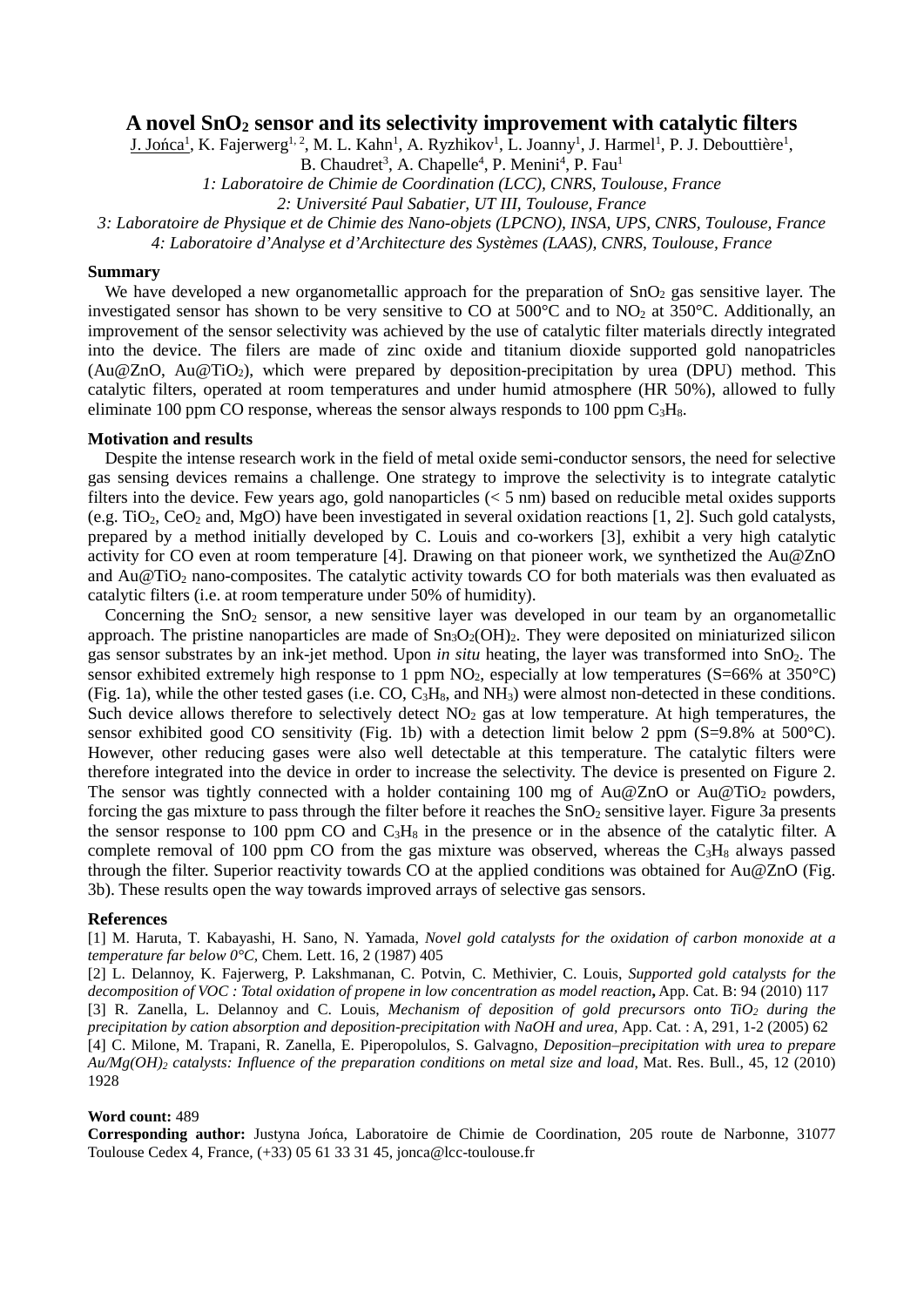# A novel $SnO_2$ sensor and its selectivity improvement with catalytic filters

J. Jońca[1], K. Fajerwerg[1, 2], M. L. Kahn[1], A. Ryzhikov[1], L. Joanny[1], J. Harmel[1], P. J. Debouttière[1], B. Chaudret[3], A. Chapelle[4], P. Menini[4], P. Fau[1]

*1: Laboratoire de Chimie de Coordination (LCC), CNRS, Toulouse, France*

*2: Université Paul Sabatier, UT III, Toulouse, France*

*3: Laboratoire de Physique et de Chimie des Nano-objets (LPCNO), INSA, UPS, CNRS, Toulouse, France*

*4: Laboratoire d'Analyse et d'Architecture des Systèmes (LAAS), CNRS, Toulouse, France*

### Summary

We have developed a new organometallic approach for the preparation of $SnO_2$ gas sensitive layer. The investigated sensor has shown to be very sensitive to CO at 500°C and to $NO_2$ at 350°C. Additionally, an improvement of the sensor selectivity was achieved by the use of catalytic filter materials directly integrated into the device. The filers are made of zinc oxide and titanium dioxide supported gold nanopatricles (Au@ZnO, Au@$TiO_2$), which were prepared by deposition-precipitation by urea (DPU) method. This catalytic filters, operated at room temperatures and under humid atmosphere (HR 50%), allowed to fully eliminate 100 ppm CO response, whereas the sensor always responds to 100 ppm $C_3H_8$.

### Motivation and results

Despite the intense research work in the field of metal oxide semi-conductor sensors, the need for selective gas sensing devices remains a challenge. One strategy to improve the selectivity is to integrate catalytic filters into the device. Few years ago, gold nanoparticles (< 5 nm) based on reducible metal oxides supports (e.g. $TiO_2$, $CeO_2$ and, MgO) have been investigated in several oxidation reactions [1, 2]. Such gold catalysts, prepared by a method initially developed by C. Louis and co-workers [3], exhibit a very high catalytic activity for CO even at room temperature [4]. Drawing on that pioneer work, we synthetized the Au@ZnO and Au@$TiO_2$ nano-composites. The catalytic activity towards CO for both materials was then evaluated as catalytic filters (i.e. at room temperature under 50% of humidity).

Concerning the $SnO_2$ sensor, a new sensitive layer was developed in our team by an organometallic approach. The pristine nanoparticles are made of $Sn_3O_2(OH)_2$. They were deposited on miniaturized silicon gas sensor substrates by an ink-jet method. Upon *in situ* heating, the layer was transformed into $SnO_2$. The sensor exhibited extremely high response to 1 ppm $NO_2$, especially at low temperatures (S=66% at 350°C) (Fig. 1a), while the other tested gases (i.e. CO, $C_3H_8$, and $NH_3$) were almost non-detected in these conditions. Such device allows therefore to selectively detect $NO_2$ gas at low temperature. At high temperatures, the sensor exhibited good CO sensitivity (Fig. 1b) with a detection limit below 2 ppm (S=9.8% at 500°C). However, other reducing gases were also well detectable at this temperature. The catalytic filters were therefore integrated into the device in order to increase the selectivity. The device is presented on Figure 2. The sensor was tightly connected with a holder containing 100 mg of Au@ZnO or Au@$TiO_2$ powders, forcing the gas mixture to pass through the filter before it reaches the $SnO_2$ sensitive layer. Figure 3a presents the sensor response to 100 ppm CO and $C_3H_8$ in the presence or in the absence of the catalytic filter. A complete removal of 100 ppm CO from the gas mixture was observed, whereas the $C_3H_8$ always passed through the filter. Superior reactivity towards CO at the applied conditions was obtained for Au@ZnO (Fig. 3b). These results open the way towards improved arrays of selective gas sensors.

### References

[1] M. Haruta, T. Kabayashi, H. Sano, N. Yamada, *Novel gold catalysts for the oxidation of carbon monoxide at a temperature far below 0°C*, Chem. Lett. 16, 2 (1987) 405

[2] L. Delannoy, K. Fajerwerg, P. Lakshmanan, C. Potvin, C. Methivier, C. Louis, *Supported gold catalysts for the decomposition of VOC : Total oxidation of propene in low concentration as model reaction***,** App. Cat. B: 94 (2010) 117

[3] R. Zanella, L. Delannoy and C. Louis, *Mechanism of deposition of gold precursors onto $TiO_2$ during the precipitation by cation absorption and deposition-precipitation with NaOH and urea*, App. Cat. : A, 291, 1-2 (2005) 62

[4] C. Milone, M. Trapani, R. Zanella, E. Piperopolulos, S. Galvagno, *Deposition–precipitation with urea to prepare Au/Mg(OH)$_2$ catalysts: Influence of the preparation conditions on metal size and load*, Mat. Res. Bull., 45, 12 (2010) 1928

**Word count:** 489

**Corresponding author:** Justyna Jońca, Laboratoire de Chimie de Coordination, 205 route de Narbonne, 31077 Toulouse Cedex 4, France, (+33) 05 61 33 31 45, jonca@lcc-toulouse.fr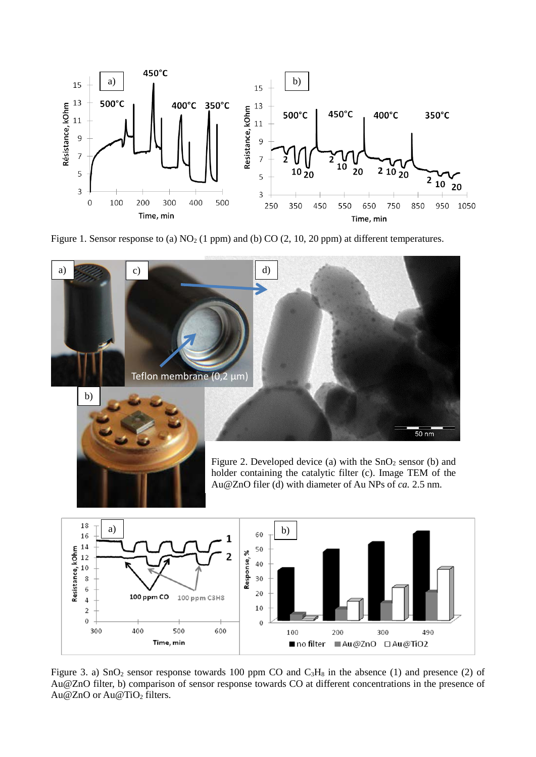a)

Résistance, kOhm

15
13
11
9
7
5
3

0 100 200 300 400 500

Time, min

500°C 450°C 400°C 350°C

b)

Resistance, kOhm

15
13
11
9
7
5
3

250 350 450 550 650 750 850 950 1050

Time, min

500°C 450°C 400°C 350°C

2 10 20 2 10 20 2 10 20 2 10 20

Figure 1. Sensor response to (a) $NO_2$ (1 ppm) and (b) CO (2, 10, 20 ppm) at different temperatures.

a) b) c) d)

Teflon membrane (0,2 µm)

50 nm

Figure 2. Developed device (a) with the $SnO_2$ sensor (b) and holder containing the catalytic filter (c). Image TEM of the Au@ZnO filer (d) with diameter of Au NPs of *ca.* 2.5 nm.

a)

Resistance, kOhm

18
16
14
12
10
8
6
4
2
0

300 400 500 600

Time, min

1
2

100 ppm CO 100 ppm C3H8

b)

Response, %

60
50
40
30
20
10
0

100 200 300 490

■no filter ■Au@ZnO □Au@TiO2

Figure 3. a) $SnO_2$ sensor response towards 100 ppm CO and $C_3H_8$ in the absence (1) and presence (2) of Au@ZnO filter, b) comparison of sensor response towards CO at different concentrations in the presence of Au@ZnO or Au@$TiO_2$ filters.